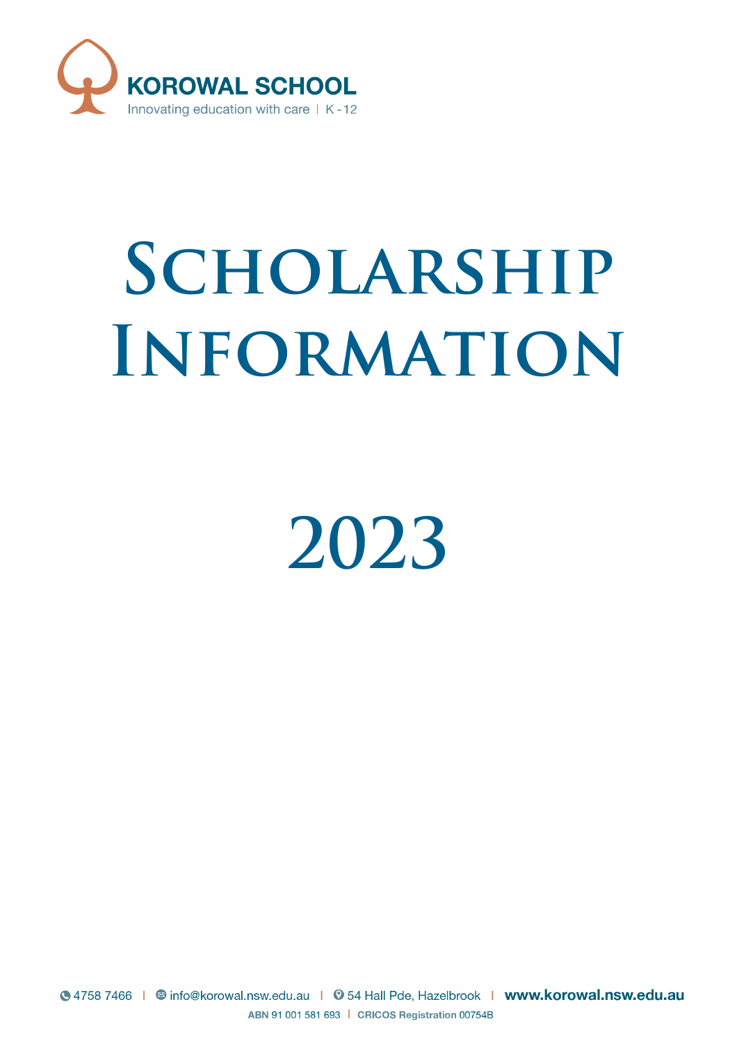**KOROWAL SCHOOL**

Innovating education with care | K - 12

# Scholarship Information

# 2023

4758 7466 | info@korowal.nsw.edu.au | 54 Hall Pde, Hazelbrook | www.korowal.nsw.edu.au

ABN 91 001 581 693 | CRICOS Registration 00754B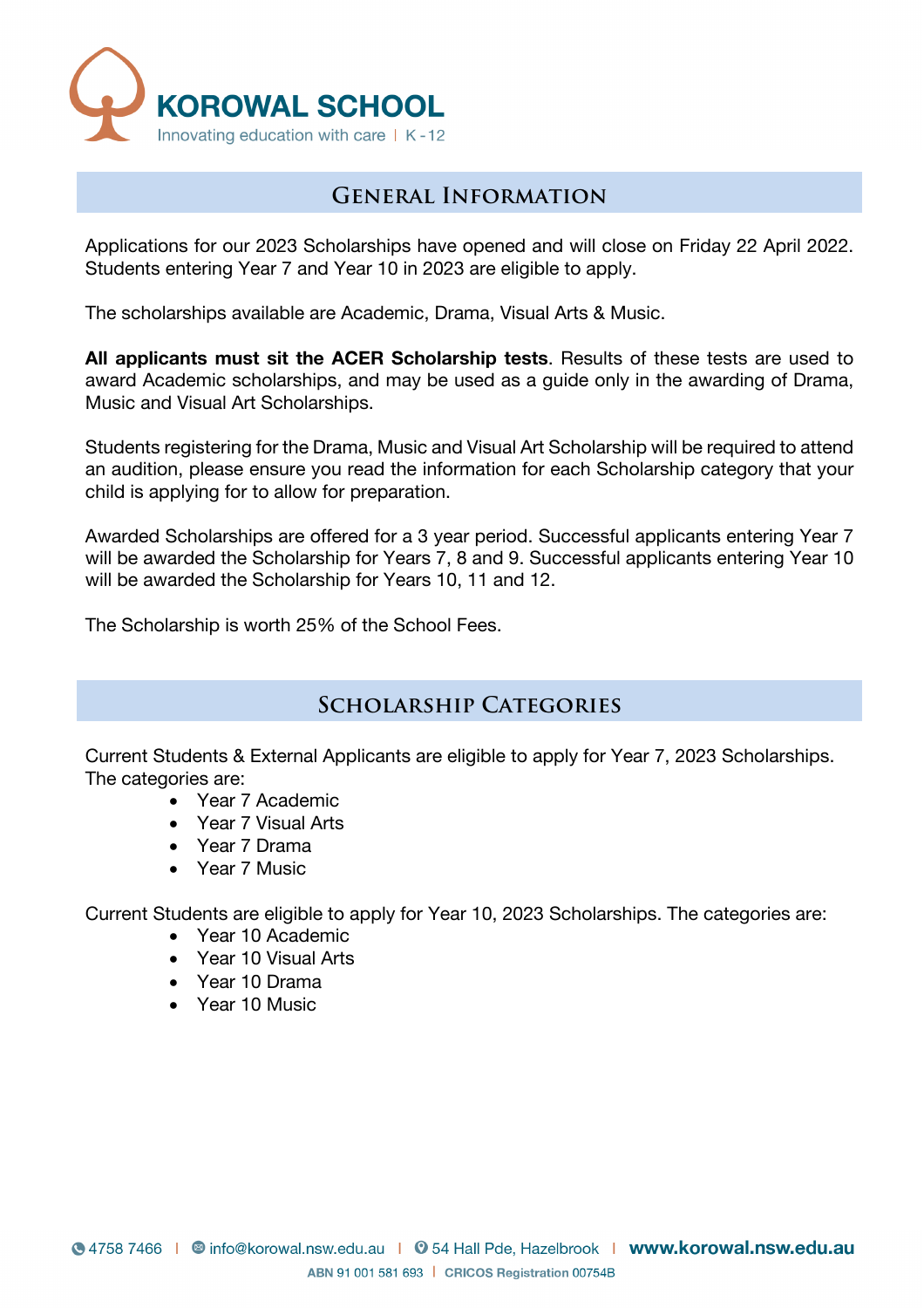# KOROWAL SCHOOL

Innovating education with care | K - 12

## General Information

Applications for our 2023 Scholarships have opened and will close on Friday 22 April 2022. Students entering Year 7 and Year 10 in 2023 are eligible to apply.

The scholarships available are Academic, Drama, Visual Arts & Music.

**All applicants must sit the ACER Scholarship tests**. Results of these tests are used to award Academic scholarships, and may be used as a guide only in the awarding of Drama, Music and Visual Art Scholarships.

Students registering for the Drama, Music and Visual Art Scholarship will be required to attend an audition, please ensure you read the information for each Scholarship category that your child is applying for to allow for preparation.

Awarded Scholarships are offered for a 3 year period. Successful applicants entering Year 7 will be awarded the Scholarship for Years 7, 8 and 9. Successful applicants entering Year 10 will be awarded the Scholarship for Years 10, 11 and 12.

The Scholarship is worth 25% of the School Fees.

## Scholarship Categories

Current Students & External Applicants are eligible to apply for Year 7, 2023 Scholarships. The categories are:

- Year 7 Academic
- Year 7 Visual Arts
- Year 7 Drama
- Year 7 Music

Current Students are eligible to apply for Year 10, 2023 Scholarships. The categories are:

- Year 10 Academic
- Year 10 Visual Arts
- Year 10 Drama
- Year 10 Music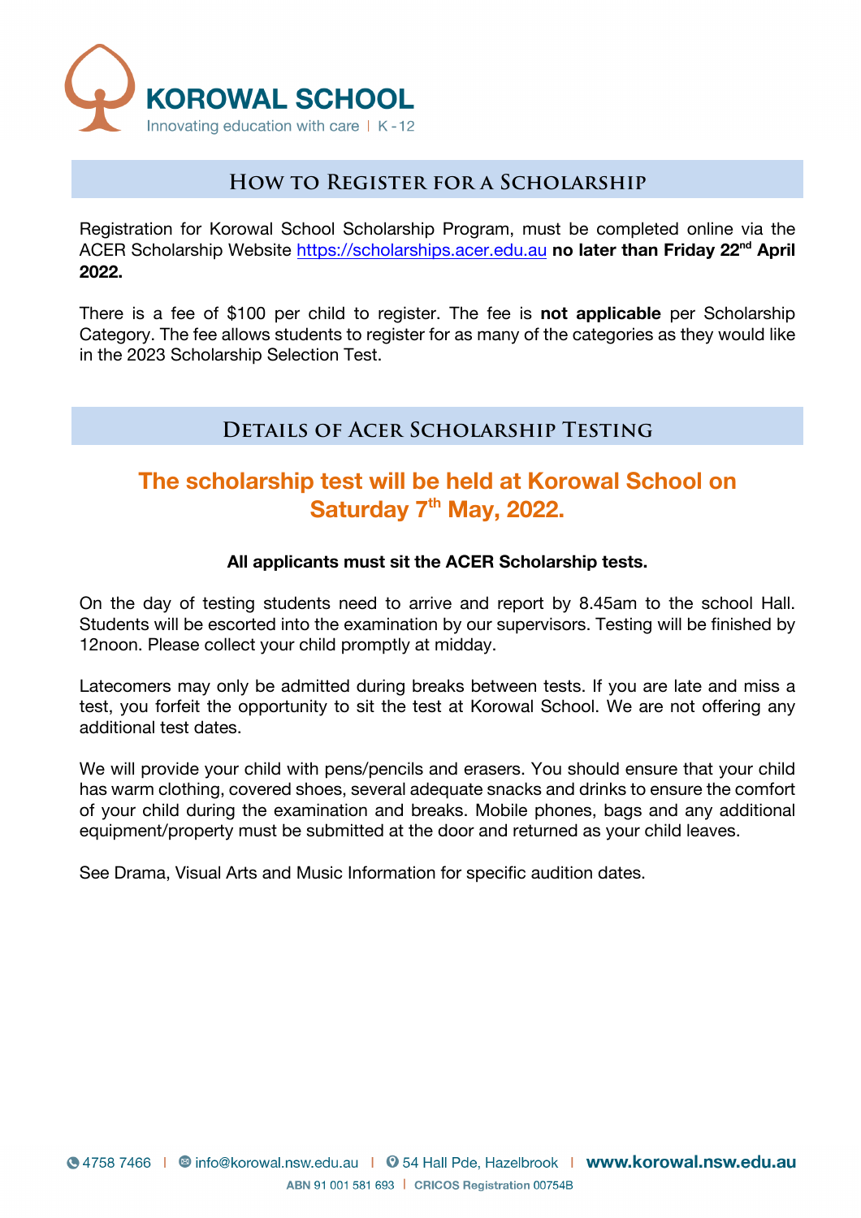**KOROWAL SCHOOL**

Innovating education with care | K - 12

## How to Register for a Scholarship

Registration for Korowal School Scholarship Program, must be completed online via the ACER Scholarship Website https://scholarships.acer.edu.au **no later than Friday 22nd April 2022.**

There is a fee of $100 per child to register. The fee is **not applicable** per Scholarship Category. The fee allows students to register for as many of the categories as they would like in the 2023 Scholarship Selection Test.

## Details of ACER Scholarship Testing

### The scholarship test will be held at Korowal School on Saturday 7th May, 2022.

**All applicants must sit the ACER Scholarship tests.**

On the day of testing students need to arrive and report by 8.45am to the school Hall. Students will be escorted into the examination by our supervisors. Testing will be finished by 12noon. Please collect your child promptly at midday.

Latecomers may only be admitted during breaks between tests. If you are late and miss a test, you forfeit the opportunity to sit the test at Korowal School. We are not offering any additional test dates.

We will provide your child with pens/pencils and erasers. You should ensure that your child has warm clothing, covered shoes, several adequate snacks and drinks to ensure the comfort of your child during the examination and breaks. Mobile phones, bags and any additional equipment/property must be submitted at the door and returned as your child leaves.

See Drama, Visual Arts and Music Information for specific audition dates.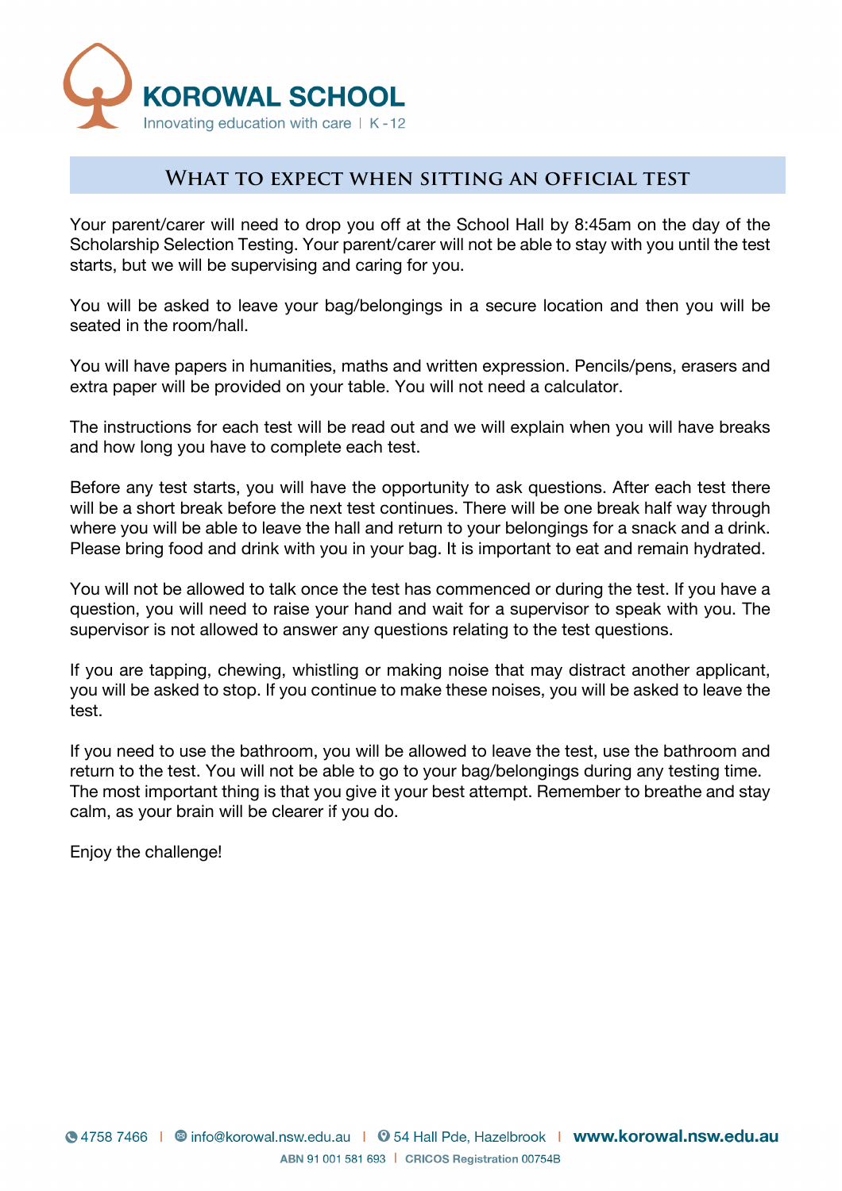# WHAT TO EXPECT WHEN SITTING AN OFFICIAL TEST

Your parent/carer will need to drop you off at the School Hall by 8:45am on the day of the Scholarship Selection Testing. Your parent/carer will not be able to stay with you until the test starts, but we will be supervising and caring for you.

You will be asked to leave your bag/belongings in a secure location and then you will be seated in the room/hall.

You will have papers in humanities, maths and written expression. Pencils/pens, erasers and extra paper will be provided on your table. You will not need a calculator.

The instructions for each test will be read out and we will explain when you will have breaks and how long you have to complete each test.

Before any test starts, you will have the opportunity to ask questions. After each test there will be a short break before the next test continues. There will be one break half way through where you will be able to leave the hall and return to your belongings for a snack and a drink. Please bring food and drink with you in your bag. It is important to eat and remain hydrated.

You will not be allowed to talk once the test has commenced or during the test. If you have a question, you will need to raise your hand and wait for a supervisor to speak with you. The supervisor is not allowed to answer any questions relating to the test questions.

If you are tapping, chewing, whistling or making noise that may distract another applicant, you will be asked to stop. If you continue to make these noises, you will be asked to leave the test.

If you need to use the bathroom, you will be allowed to leave the test, use the bathroom and return to the test. You will not be able to go to your bag/belongings during any testing time. The most important thing is that you give it your best attempt. Remember to breathe and stay calm, as your brain will be clearer if you do.

Enjoy the challenge!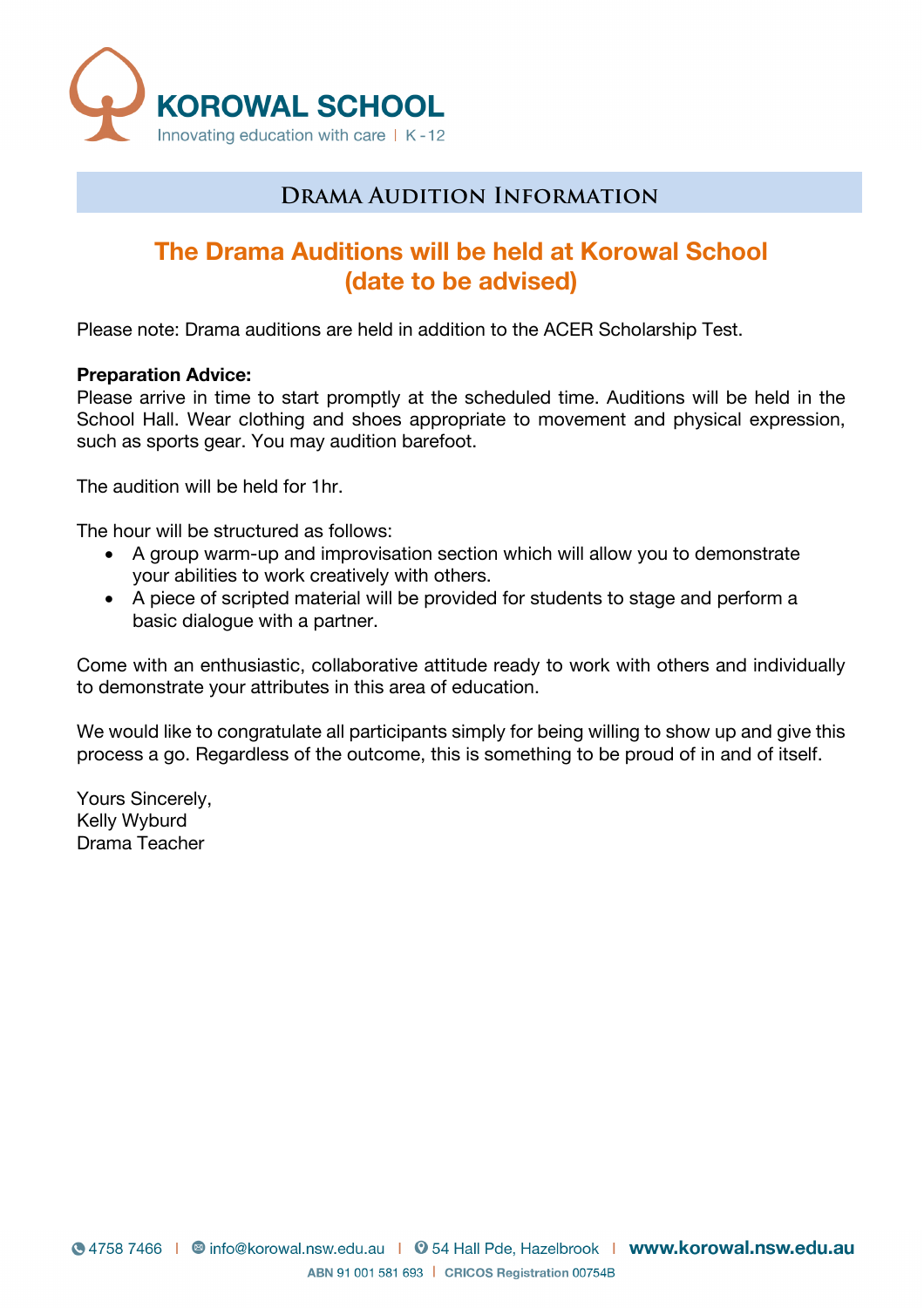# KOROWAL SCHOOL

Innovating education with care | K - 12

## Drama Audition Information

## The Drama Auditions will be held at Korowal School (date to be advised)

Please note: Drama auditions are held in addition to the ACER Scholarship Test.

**Preparation Advice:**
Please arrive in time to start promptly at the scheduled time. Auditions will be held in the School Hall. Wear clothing and shoes appropriate to movement and physical expression, such as sports gear. You may audition barefoot.

The audition will be held for 1hr.

The hour will be structured as follows:

- A group warm-up and improvisation section which will allow you to demonstrate your abilities to work creatively with others.
- A piece of scripted material will be provided for students to stage and perform a basic dialogue with a partner.

Come with an enthusiastic, collaborative attitude ready to work with others and individually to demonstrate your attributes in this area of education.

We would like to congratulate all participants simply for being willing to show up and give this process a go. Regardless of the outcome, this is something to be proud of in and of itself.

Yours Sincerely,
Kelly Wyburd
Drama Teacher

4758 7466 | info@korowal.nsw.edu.au | 54 Hall Pde, Hazelbrook | www.korowal.nsw.edu.au

ABN 91 001 581 693 | CRICOS Registration 00754B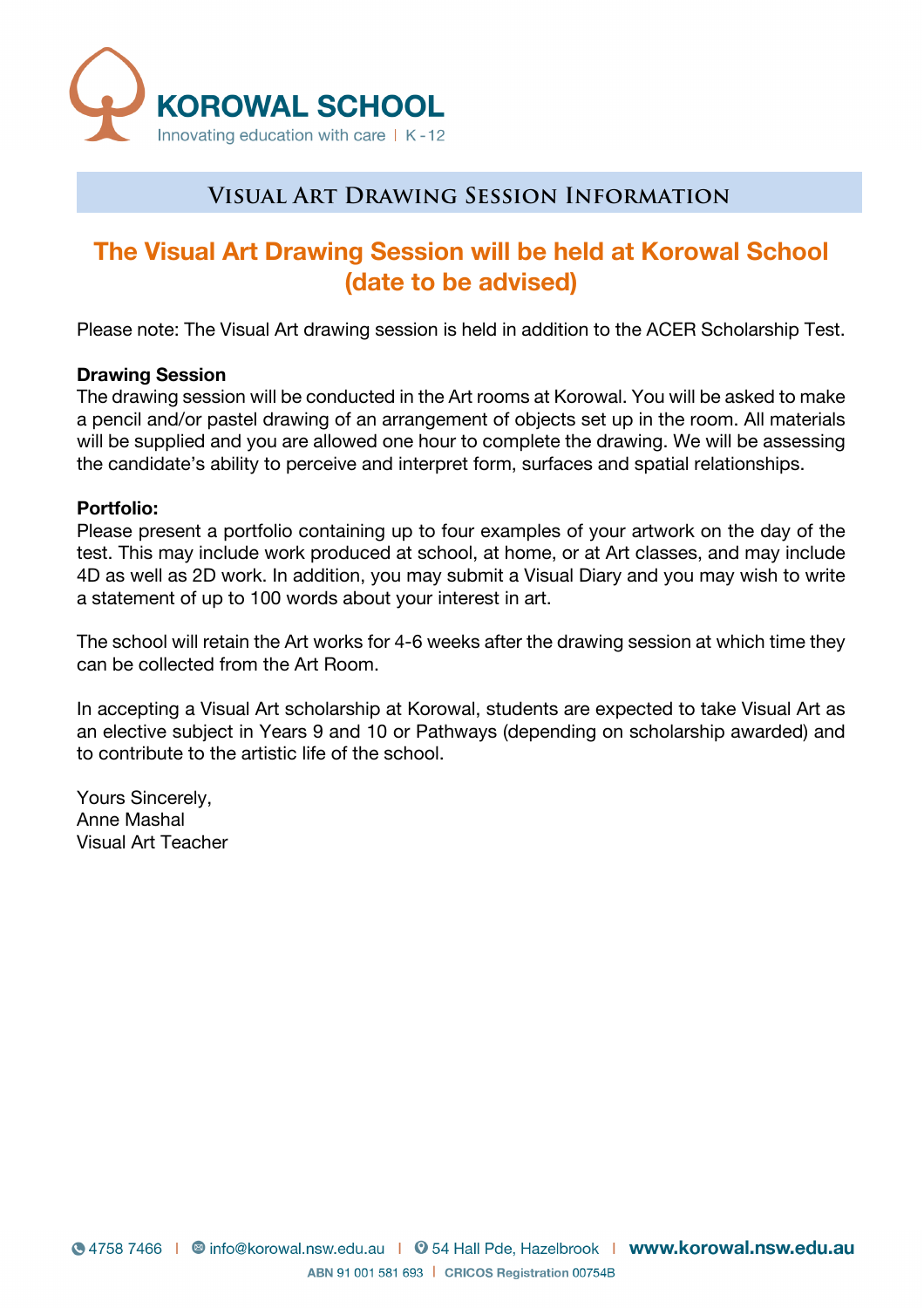# KOROWAL SCHOOL

Innovating education with care | K - 12

## Visual Art Drawing Session Information

### The Visual Art Drawing Session will be held at Korowal School (date to be advised)

Please note: The Visual Art drawing session is held in addition to the ACER Scholarship Test.

**Drawing Session**
The drawing session will be conducted in the Art rooms at Korowal. You will be asked to make a pencil and/or pastel drawing of an arrangement of objects set up in the room. All materials will be supplied and you are allowed one hour to complete the drawing. We will be assessing the candidate's ability to perceive and interpret form, surfaces and spatial relationships.

**Portfolio:**
Please present a portfolio containing up to four examples of your artwork on the day of the test. This may include work produced at school, at home, or at Art classes, and may include 4D as well as 2D work. In addition, you may submit a Visual Diary and you may wish to write a statement of up to 100 words about your interest in art.

The school will retain the Art works for 4-6 weeks after the drawing session at which time they can be collected from the Art Room.

In accepting a Visual Art scholarship at Korowal, students are expected to take Visual Art as an elective subject in Years 9 and 10 or Pathways (depending on scholarship awarded) and to contribute to the artistic life of the school.

Yours Sincerely,
Anne Mashal
Visual Art Teacher

4758 7466 | info@korowal.nsw.edu.au | 54 Hall Pde, Hazelbrook | www.korowal.nsw.edu.au
ABN 91 001 581 693 | CRICOS Registration 00754B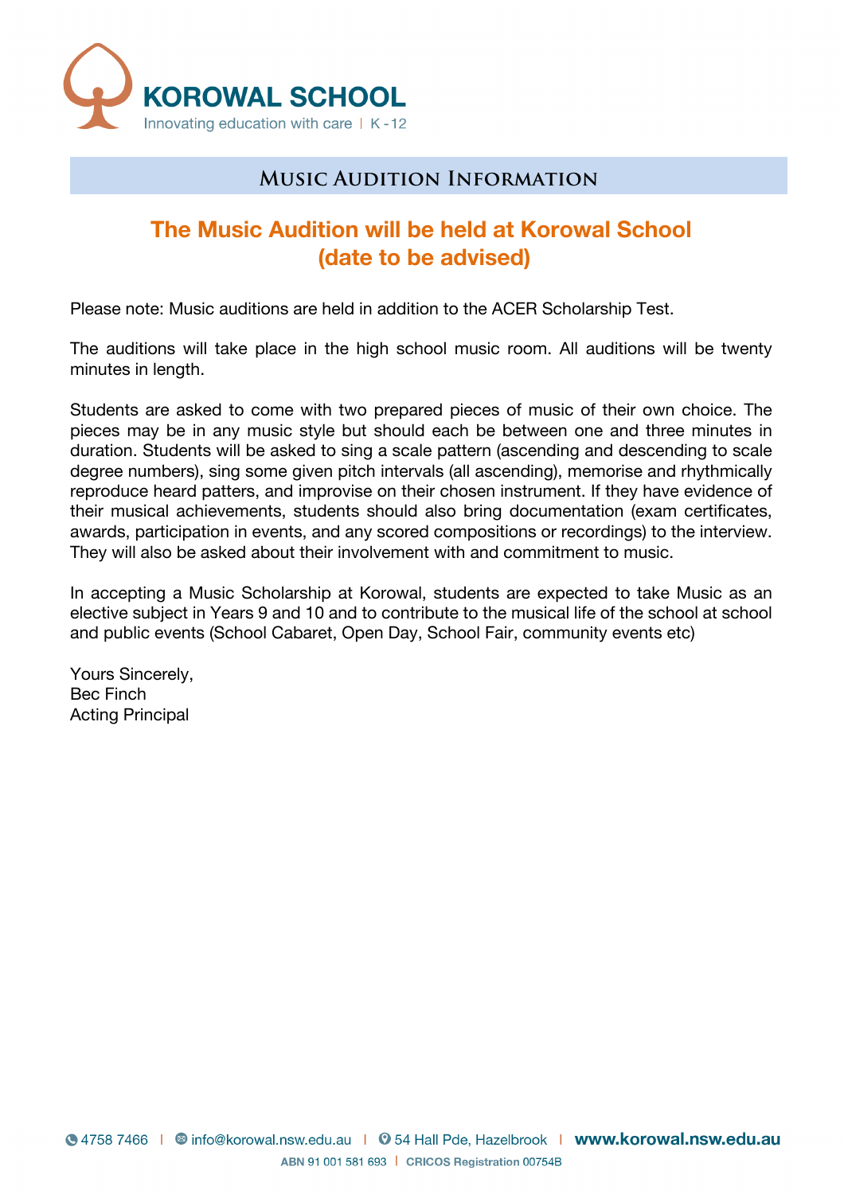# KOROWAL SCHOOL

Innovating education with care | K - 12

## Music Audition Information

### The Music Audition will be held at Korowal School (date to be advised)

Please note: Music auditions are held in addition to the ACER Scholarship Test.

The auditions will take place in the high school music room. All auditions will be twenty minutes in length.

Students are asked to come with two prepared pieces of music of their own choice. The pieces may be in any music style but should each be between one and three minutes in duration. Students will be asked to sing a scale pattern (ascending and descending to scale degree numbers), sing some given pitch intervals (all ascending), memorise and rhythmically reproduce heard patters, and improvise on their chosen instrument. If they have evidence of their musical achievements, students should also bring documentation (exam certificates, awards, participation in events, and any scored compositions or recordings) to the interview. They will also be asked about their involvement with and commitment to music.

In accepting a Music Scholarship at Korowal, students are expected to take Music as an elective subject in Years 9 and 10 and to contribute to the musical life of the school at school and public events (School Cabaret, Open Day, School Fair, community events etc)

Yours Sincerely,
Bec Finch
Acting Principal

4758 7466 | info@korowal.nsw.edu.au | 54 Hall Pde, Hazelbrook | www.korowal.nsw.edu.au

ABN 91 001 581 693 | CRICOS Registration 00754B